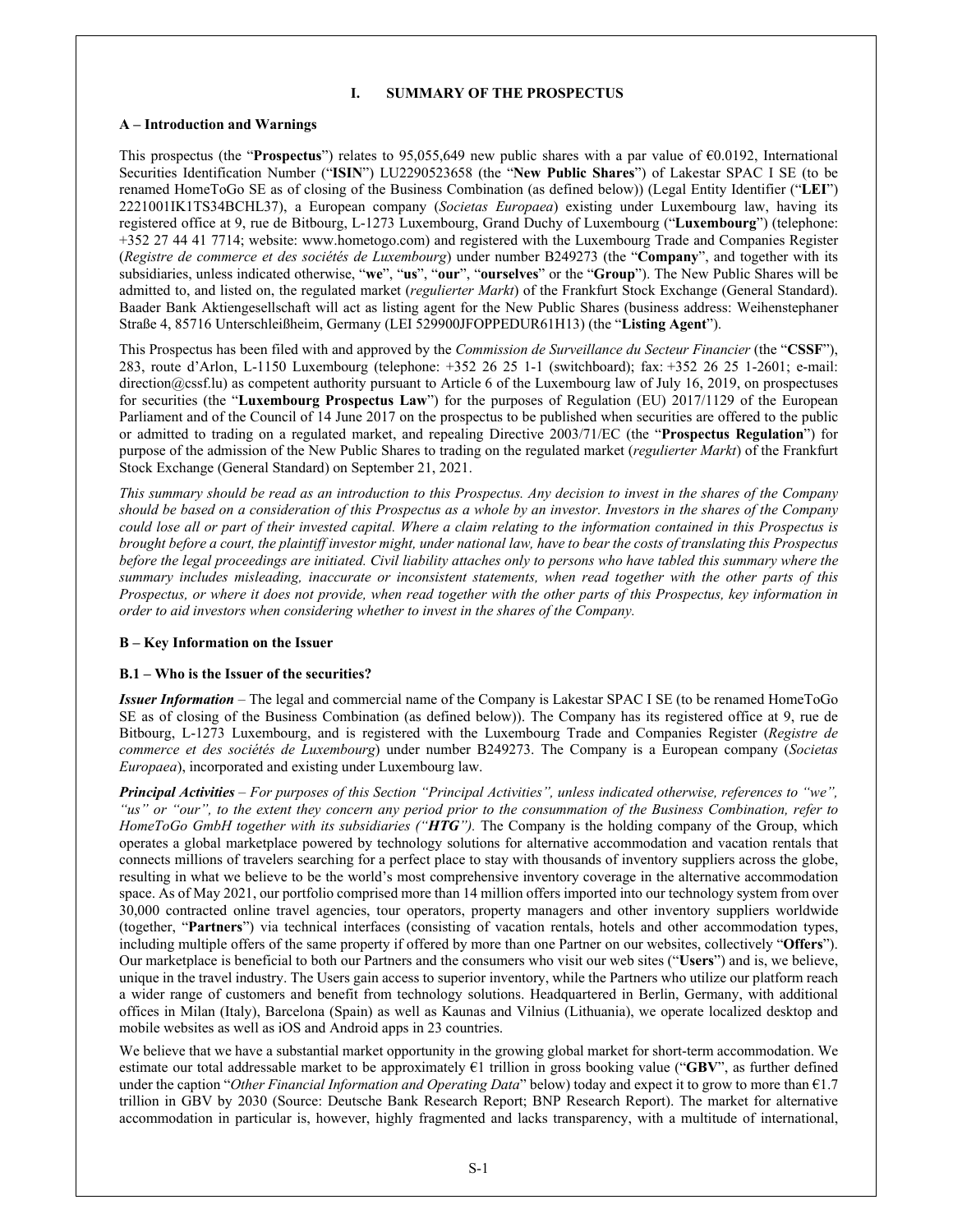# I. SUMMARY OF THE PROSPECTUS

## A – Introduction and Warnings

This prospectus (the "**Prospectus**") relates to 95,055,649 new public shares with a par value of €0.0192, International Securities Identification Number ("**ISIN**") LU2290523658 (the "**New Public Shares**") of Lakestar SPAC I SE (to be renamed HomeToGo SE as of closing of the Business Combination (as defined below)) (Legal Entity Identifier ("**LEI**") 2221001IK1TS34BCHL37), a European company (*Societas Europaea*) existing under Luxembourg law, having its registered office at 9, rue de Bitbourg, L-1273 Luxembourg, Grand Duchy of Luxembourg ("**Luxembourg**") (telephone: +352 27 44 41 7714; website: www.hometogo.com) and registered with the Luxembourg Trade and Companies Register (*Registre de commerce et des sociétés de Luxembourg*) under number B249273 (the "**Company**", and together with its subsidiaries, unless indicated otherwise, "**we**", "**us**", "**our**", "**ourselves**" or the "**Group**"). The New Public Shares will be admitted to, and listed on, the regulated market (*regulierter Markt*) of the Frankfurt Stock Exchange (General Standard). Baader Bank Aktiengesellschaft will act as listing agent for the New Public Shares (business address: Weihenstephaner Straße 4, 85716 Unterschleißheim, Germany (LEI 529900JFOPPEDUR61H13) (the "**Listing Agent**").

This Prospectus has been filed with and approved by the *Commission de Surveillance du Secteur Financier* (the "**CSSF**"), 283, route d'Arlon, L-1150 Luxembourg (telephone: +352 26 25 1-1 (switchboard); fax: +352 26 25 1-2601; e-mail: direction@cssf.lu) as competent authority pursuant to Article 6 of the Luxembourg law of July 16, 2019, on prospectuses for securities (the "**Luxembourg Prospectus Law**") for the purposes of Regulation (EU) 2017/1129 of the European Parliament and of the Council of 14 June 2017 on the prospectus to be published when securities are offered to the public or admitted to trading on a regulated market, and repealing Directive 2003/71/EC (the "**Prospectus Regulation**") for purpose of the admission of the New Public Shares to trading on the regulated market (*regulierter Markt*) of the Frankfurt Stock Exchange (General Standard) on September 21, 2021.

*This summary should be read as an introduction to this Prospectus. Any decision to invest in the shares of the Company should be based on a consideration of this Prospectus as a whole by an investor. Investors in the shares of the Company could lose all or part of their invested capital. Where a claim relating to the information contained in this Prospectus is brought before a court, the plaintiff investor might, under national law, have to bear the costs of translating this Prospectus before the legal proceedings are initiated. Civil liability attaches only to persons who have tabled this summary where the summary includes misleading, inaccurate or inconsistent statements, when read together with the other parts of this Prospectus, or where it does not provide, when read together with the other parts of this Prospectus, key information in order to aid investors when considering whether to invest in the shares of the Company.*

## B – Key Information on the Issuer

### B.1 – Who is the Issuer of the securities?

***Issuer Information*** – The legal and commercial name of the Company is Lakestar SPAC I SE (to be renamed HomeToGo SE as of closing of the Business Combination (as defined below)). The Company has its registered office at 9, rue de Bitbourg, L-1273 Luxembourg, and is registered with the Luxembourg Trade and Companies Register (*Registre de commerce et des sociétés de Luxembourg*) under number B249273. The Company is a European company (*Societas Europaea*), incorporated and existing under Luxembourg law.

***Principal Activities*** – *For purposes of this Section "Principal Activities", unless indicated otherwise, references to "we", "us" or "our", to the extent they concern any period prior to the consummation of the Business Combination, refer to HomeToGo GmbH together with its subsidiaries ("**HTG**").* The Company is the holding company of the Group, which operates a global marketplace powered by technology solutions for alternative accommodation and vacation rentals that connects millions of travelers searching for a perfect place to stay with thousands of inventory suppliers across the globe, resulting in what we believe to be the world's most comprehensive inventory coverage in the alternative accommodation space. As of May 2021, our portfolio comprised more than 14 million offers imported into our technology system from over 30,000 contracted online travel agencies, tour operators, property managers and other inventory suppliers worldwide (together, "**Partners**") via technical interfaces (consisting of vacation rentals, hotels and other accommodation types, including multiple offers of the same property if offered by more than one Partner on our websites, collectively "**Offers**"). Our marketplace is beneficial to both our Partners and the consumers who visit our web sites ("**Users**") and is, we believe, unique in the travel industry. The Users gain access to superior inventory, while the Partners who utilize our platform reach a wider range of customers and benefit from technology solutions. Headquartered in Berlin, Germany, with additional offices in Milan (Italy), Barcelona (Spain) as well as Kaunas and Vilnius (Lithuania), we operate localized desktop and mobile websites as well as iOS and Android apps in 23 countries.

We believe that we have a substantial market opportunity in the growing global market for short-term accommodation. We estimate our total addressable market to be approximately €1 trillion in gross booking value ("**GBV**", as further defined under the caption "*Other Financial Information and Operating Data*" below) today and expect it to grow to more than €1.7 trillion in GBV by 2030 (Source: Deutsche Bank Research Report; BNP Research Report). The market for alternative accommodation in particular is, however, highly fragmented and lacks transparency, with a multitude of international,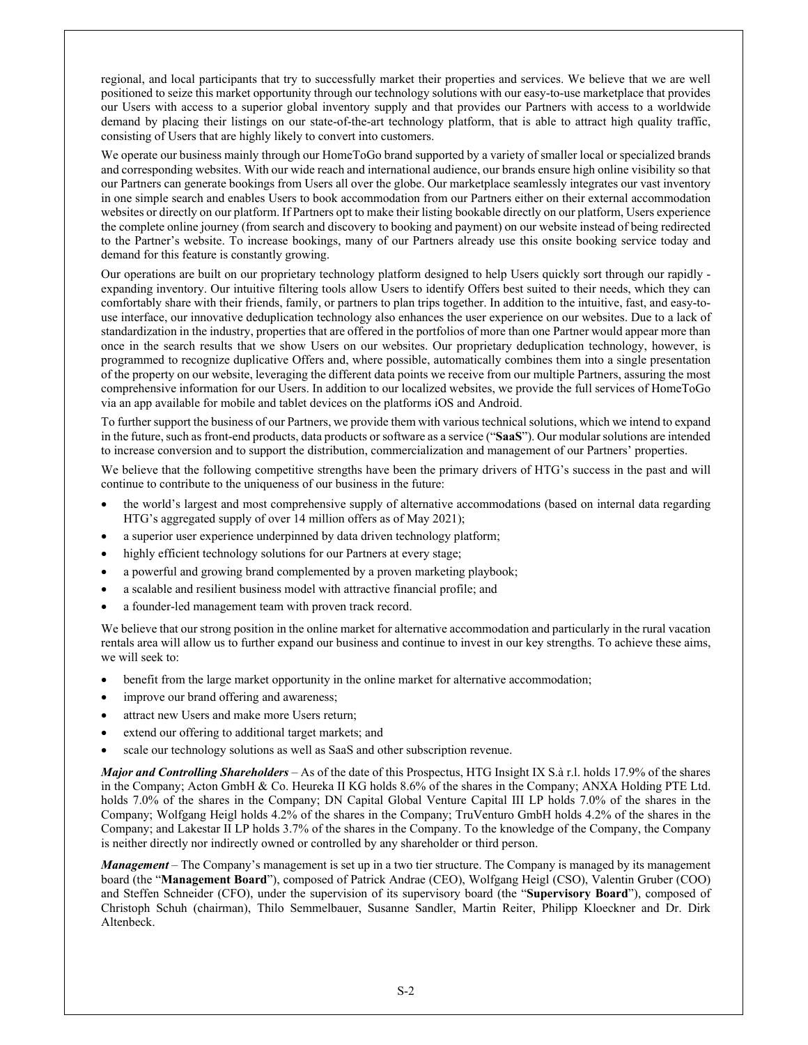regional, and local participants that try to successfully market their properties and services. We believe that we are well positioned to seize this market opportunity through our technology solutions with our easy-to-use marketplace that provides our Users with access to a superior global inventory supply and that provides our Partners with access to a worldwide demand by placing their listings on our state-of-the-art technology platform, that is able to attract high quality traffic, consisting of Users that are highly likely to convert into customers.

We operate our business mainly through our HomeToGo brand supported by a variety of smaller local or specialized brands and corresponding websites. With our wide reach and international audience, our brands ensure high online visibility so that our Partners can generate bookings from Users all over the globe. Our marketplace seamlessly integrates our vast inventory in one simple search and enables Users to book accommodation from our Partners either on their external accommodation websites or directly on our platform. If Partners opt to make their listing bookable directly on our platform, Users experience the complete online journey (from search and discovery to booking and payment) on our website instead of being redirected to the Partner's website. To increase bookings, many of our Partners already use this onsite booking service today and demand for this feature is constantly growing.

Our operations are built on our proprietary technology platform designed to help Users quickly sort through our rapidly - expanding inventory. Our intuitive filtering tools allow Users to identify Offers best suited to their needs, which they can comfortably share with their friends, family, or partners to plan trips together. In addition to the intuitive, fast, and easy-to-use interface, our innovative deduplication technology also enhances the user experience on our websites. Due to a lack of standardization in the industry, properties that are offered in the portfolios of more than one Partner would appear more than once in the search results that we show Users on our websites. Our proprietary deduplication technology, however, is programmed to recognize duplicative Offers and, where possible, automatically combines them into a single presentation of the property on our website, leveraging the different data points we receive from our multiple Partners, assuring the most comprehensive information for our Users. In addition to our localized websites, we provide the full services of HomeToGo via an app available for mobile and tablet devices on the platforms iOS and Android.

To further support the business of our Partners, we provide them with various technical solutions, which we intend to expand in the future, such as front-end products, data products or software as a service ("**SaaS**"). Our modular solutions are intended to increase conversion and to support the distribution, commercialization and management of our Partners' properties.

We believe that the following competitive strengths have been the primary drivers of HTG's success in the past and will continue to contribute to the uniqueness of our business in the future:

- the world's largest and most comprehensive supply of alternative accommodations (based on internal data regarding HTG's aggregated supply of over 14 million offers as of May 2021);
- a superior user experience underpinned by data driven technology platform;
- highly efficient technology solutions for our Partners at every stage;
- a powerful and growing brand complemented by a proven marketing playbook;
- a scalable and resilient business model with attractive financial profile; and
- a founder-led management team with proven track record.

We believe that our strong position in the online market for alternative accommodation and particularly in the rural vacation rentals area will allow us to further expand our business and continue to invest in our key strengths. To achieve these aims, we will seek to:

- benefit from the large market opportunity in the online market for alternative accommodation;
- improve our brand offering and awareness;
- attract new Users and make more Users return;
- extend our offering to additional target markets; and
- scale our technology solutions as well as SaaS and other subscription revenue.

***Major and Controlling Shareholders*** – As of the date of this Prospectus, HTG Insight IX S.à r.l. holds 17.9% of the shares in the Company; Acton GmbH & Co. Heureka II KG holds 8.6% of the shares in the Company; ANXA Holding PTE Ltd. holds 7.0% of the shares in the Company; DN Capital Global Venture Capital III LP holds 7.0% of the shares in the Company; Wolfgang Heigl holds 4.2% of the shares in the Company; TruVenturo GmbH holds 4.2% of the shares in the Company; and Lakestar II LP holds 3.7% of the shares in the Company. To the knowledge of the Company, the Company is neither directly nor indirectly owned or controlled by any shareholder or third person.

***Management*** – The Company's management is set up in a two tier structure. The Company is managed by its management board (the "**Management Board**"), composed of Patrick Andrae (CEO), Wolfgang Heigl (CSO), Valentin Gruber (COO) and Steffen Schneider (CFO), under the supervision of its supervisory board (the "**Supervisory Board**"), composed of Christoph Schuh (chairman), Thilo Semmelbauer, Susanne Sandler, Martin Reiter, Philipp Kloeckner and Dr. Dirk Altenbeck.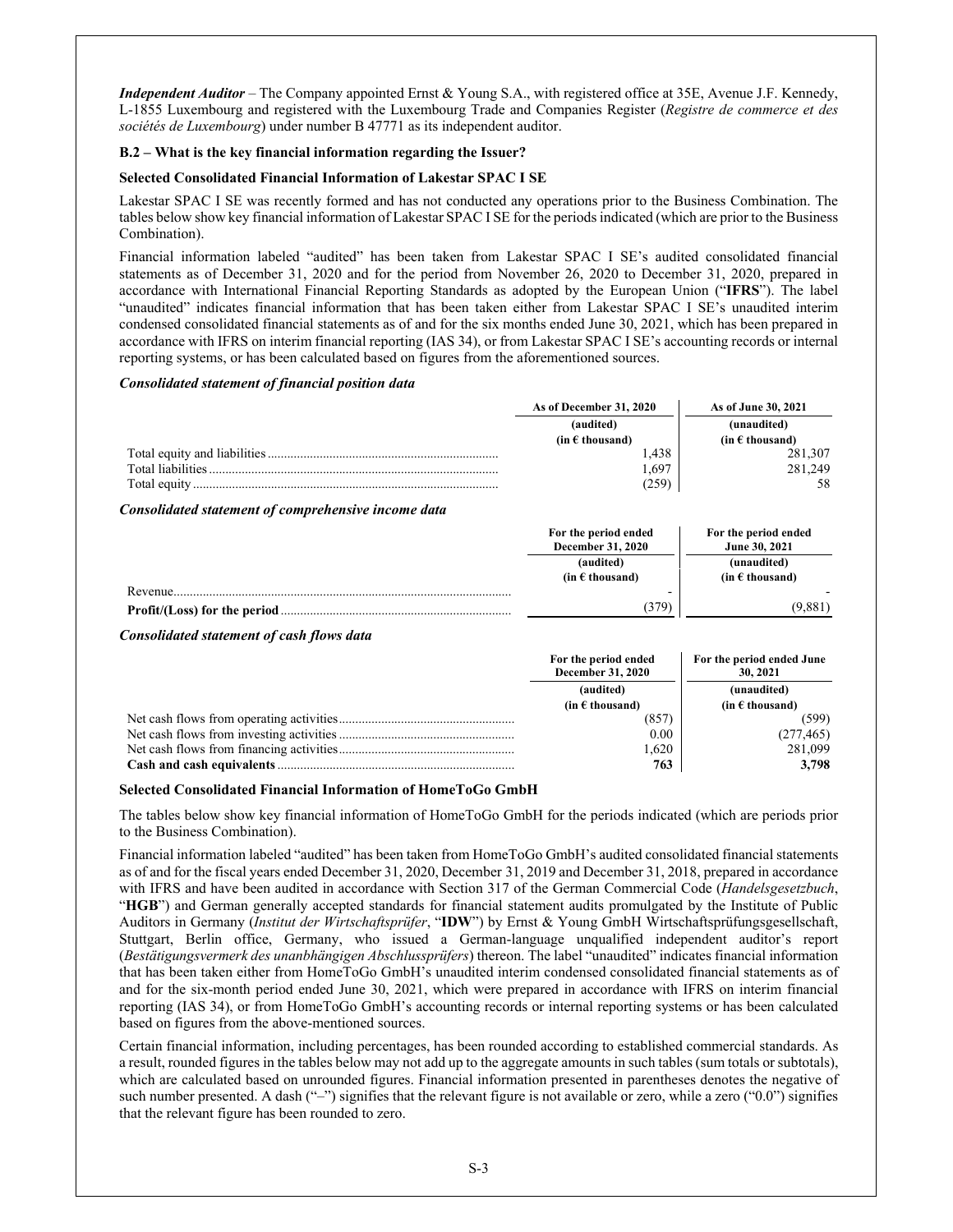***Independent Auditor*** – The Company appointed Ernst & Young S.A., with registered office at 35E, Avenue J.F. Kennedy, L-1855 Luxembourg and registered with the Luxembourg Trade and Companies Register (*Registre de commerce et des sociétés de Luxembourg*) under number B 47771 as its independent auditor.

**B.2 – What is the key financial information regarding the Issuer?**

**Selected Consolidated Financial Information of Lakestar SPAC I SE**

Lakestar SPAC I SE was recently formed and has not conducted any operations prior to the Business Combination. The tables below show key financial information of Lakestar SPAC I SE for the periods indicated (which are prior to the Business Combination).

Financial information labeled "audited" has been taken from Lakestar SPAC I SE's audited consolidated financial statements as of December 31, 2020 and for the period from November 26, 2020 to December 31, 2020, prepared in accordance with International Financial Reporting Standards as adopted by the European Union ("**IFRS**"). The label "unaudited" indicates financial information that has been taken either from Lakestar SPAC I SE's unaudited interim condensed consolidated financial statements as of and for the six months ended June 30, 2021, which has been prepared in accordance with IFRS on interim financial reporting (IAS 34), or from Lakestar SPAC I SE's accounting records or internal reporting systems, or has been calculated based on figures from the aforementioned sources.

***Consolidated statement of financial position data***

| | As of December 31, 2020 | As of June 30, 2021 |
|---|---|---|
| | (audited) | (unaudited) |
| | (in € thousand) | (in € thousand) |
| Total equity and liabilities | 1,438 | 281,307 |
| Total liabilities | 1,697 | 281,249 |
| Total equity | (259) | 58 |

***Consolidated statement of comprehensive income data***

| | For the period ended December 31, 2020 | For the period ended June 30, 2021 |
|---|---|---|
| | (audited) | (unaudited) |
| | (in € thousand) | (in € thousand) |
| Revenue | - | - |
| **Profit/(Loss) for the period** | (379) | (9,881) |

***Consolidated statement of cash flows data***

| | For the period ended December 31, 2020 | For the period ended June 30, 2021 |
|---|---|---|
| | (audited) | (unaudited) |
| | (in € thousand) | (in € thousand) |
| Net cash flows from operating activities | (857) | (599) |
| Net cash flows from investing activities | 0.00 | (277,465) |
| Net cash flows from financing activities | 1,620 | 281,099 |
| **Cash and cash equivalents** | **763** | **3,798** |

**Selected Consolidated Financial Information of HomeToGo GmbH**

The tables below show key financial information of HomeToGo GmbH for the periods indicated (which are periods prior to the Business Combination).

Financial information labeled "audited" has been taken from HomeToGo GmbH's audited consolidated financial statements as of and for the fiscal years ended December 31, 2020, December 31, 2019 and December 31, 2018, prepared in accordance with IFRS and have been audited in accordance with Section 317 of the German Commercial Code (*Handelsgesetzbuch*, "**HGB**") and German generally accepted standards for financial statement audits promulgated by the Institute of Public Auditors in Germany (*Institut der Wirtschaftsprüfer*, "**IDW**") by Ernst & Young GmbH Wirtschaftsprüfungsgesellschaft, Stuttgart, Berlin office, Germany, who issued a German-language unqualified independent auditor's report (*Bestätigungsvermerk des unanbhängigen Abschlussprüfers*) thereon. The label "unaudited" indicates financial information that has been taken either from HomeToGo GmbH's unaudited interim condensed consolidated financial statements as of and for the six-month period ended June 30, 2021, which were prepared in accordance with IFRS on interim financial reporting (IAS 34), or from HomeToGo GmbH's accounting records or internal reporting systems or has been calculated based on figures from the above-mentioned sources.

Certain financial information, including percentages, has been rounded according to established commercial standards. As a result, rounded figures in the tables below may not add up to the aggregate amounts in such tables (sum totals or subtotals), which are calculated based on unrounded figures. Financial information presented in parentheses denotes the negative of such number presented. A dash ("–") signifies that the relevant figure is not available or zero, while a zero ("0.0") signifies that the relevant figure has been rounded to zero.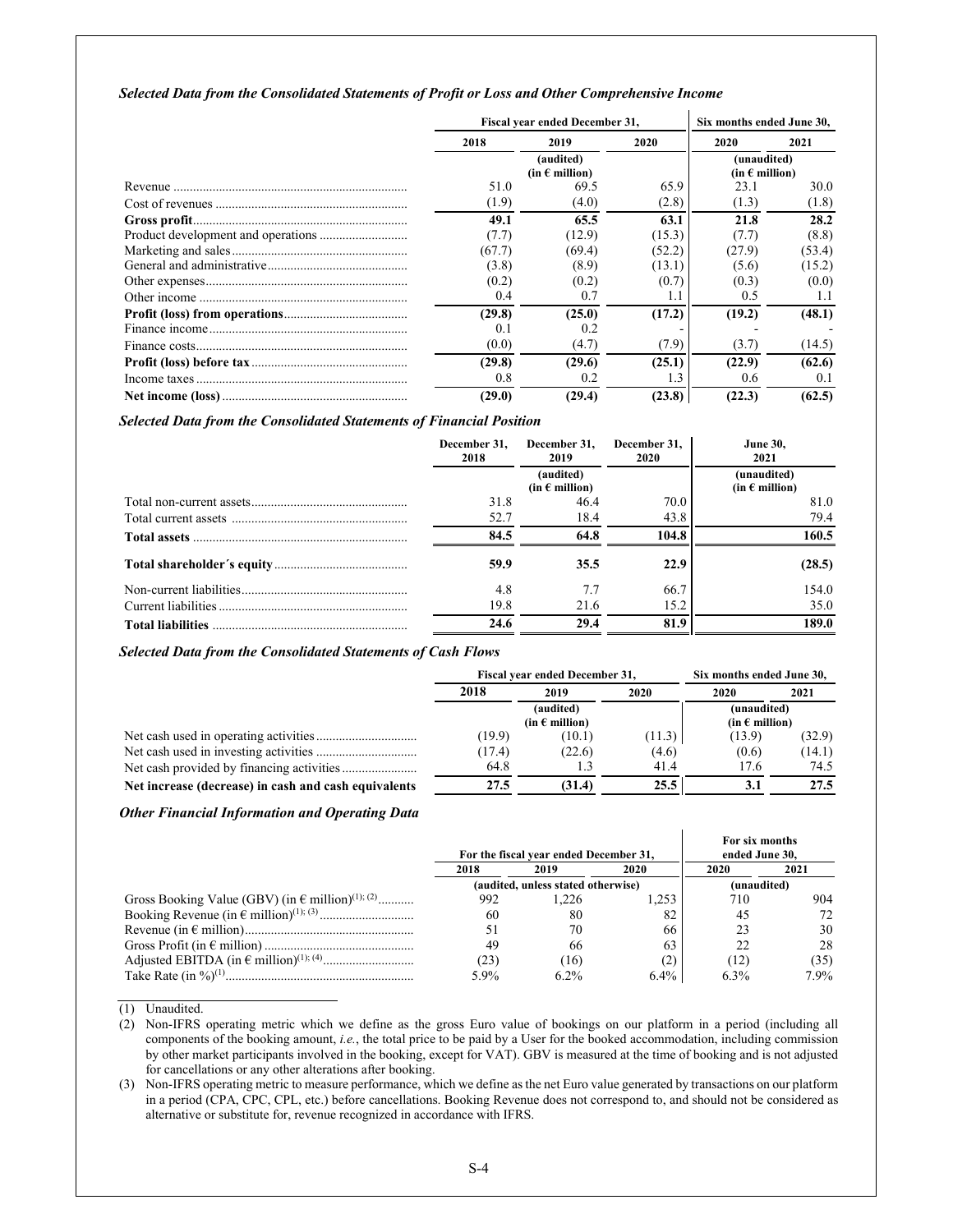### *Selected Data from the Consolidated Statements of Profit or Loss and Other Comprehensive Income*

| | Fiscal year ended December 31, | | | Six months ended June 30, | |
|---|---|---|---|---|---|
| | 2018 | 2019 | 2020 | 2020 | 2021 |
| | | (audited) (in € million) | | (unaudited) (in € million) | |
| Revenue | 51.0 | 69.5 | 65.9 | 23.1 | 30.0 |
| Cost of revenues | (1.9) | (4.0) | (2.8) | (1.3) | (1.8) |
| **Gross profit** | **49.1** | **65.5** | **63.1** | **21.8** | **28.2** |
| Product development and operations | (7.7) | (12.9) | (15.3) | (7.7) | (8.8) |
| Marketing and sales | (67.7) | (69.4) | (52.2) | (27.9) | (53.4) |
| General and administrative | (3.8) | (8.9) | (13.1) | (5.6) | (15.2) |
| Other expenses | (0.2) | (0.2) | (0.7) | (0.3) | (0.0) |
| Other income | 0.4 | 0.7 | 1.1 | 0.5 | 1.1 |
| **Profit (loss) from operations** | **(29.8)** | **(25.0)** | **(17.2)** | **(19.2)** | **(48.1)** |
| Finance income | 0.1 | 0.2 | - | - | - |
| Finance costs | (0.0) | (4.7) | (7.9) | (3.7) | (14.5) |
| **Profit (loss) before tax** | **(29.8)** | **(29.6)** | **(25.1)** | **(22.9)** | **(62.6)** |
| Income taxes | 0.8 | 0.2 | 1.3 | 0.6 | 0.1 |
| **Net income (loss)** | **(29.0)** | **(29.4)** | **(23.8)** | **(22.3)** | **(62.5)** |

### *Selected Data from the Consolidated Statements of Financial Position*

| | December 31, 2018 | December 31, 2019 | December 31, 2020 | June 30, 2021 |
|---|---|---|---|---|
| | | (audited) (in € million) | | (unaudited) (in € million) |
| Total non-current assets | 31.8 | 46.4 | 70.0 | 81.0 |
| Total current assets | 52.7 | 18.4 | 43.8 | 79.4 |
| **Total assets** | **84.5** | **64.8** | **104.8** | **160.5** |
| **Total shareholder´s equity** | **59.9** | **35.5** | **22.9** | **(28.5)** |
| Non-current liabilities | 4.8 | 7.7 | 66.7 | 154.0 |
| Current liabilities | 19.8 | 21.6 | 15.2 | 35.0 |
| **Total liabilities** | **24.6** | **29.4** | **81.9** | **189.0** |

### *Selected Data from the Consolidated Statements of Cash Flows*

| | Fiscal year ended December 31, | | | Six months ended June 30, | |
|---|---|---|---|---|---|
| | 2018 | 2019 | 2020 | 2020 | 2021 |
| | | (audited) (in € million) | | (unaudited) (in € million) | |
| Net cash used in operating activities | (19.9) | (10.1) | (11.3) | (13.9) | (32.9) |
| Net cash used in investing activities | (17.4) | (22.6) | (4.6) | (0.6) | (14.1) |
| Net cash provided by financing activities | 64.8 | 1.3 | 41.4 | 17.6 | 74.5 |
| **Net increase (decrease) in cash and cash equivalents** | **27.5** | **(31.4)** | **25.5** | **3.1** | **27.5** |

### *Other Financial Information and Operating Data*

| | For the fiscal year ended December 31, | | | For six months ended June 30, | |
|---|---|---|---|---|---|
| | 2018 | 2019 | 2020 | 2020 | 2021 |
| | (audited, unless stated otherwise) | | | (unaudited) | |
| Gross Booking Value (GBV) (in € million)[(1); (2)] | 992 | 1,226 | 1,253 | 710 | 904 |
| Booking Revenue (in € million)[(1); (3)] | 60 | 80 | 82 | 45 | 72 |
| Revenue (in € million) | 51 | 70 | 66 | 23 | 30 |
| Gross Profit (in € million) | 49 | 66 | 63 | 22 | 28 |
| Adjusted EBITDA (in € million)[(1); (4)] | (23) | (16) | (2) | (12) | (35) |
| Take Rate (in %)[(1)] | 5.9% | 6.2% | 6.4% | 6.3% | 7.9% |

(1) Unaudited.

(2) Non-IFRS operating metric which we define as the gross Euro value of bookings on our platform in a period (including all components of the booking amount, *i.e.*, the total price to be paid by a User for the booked accommodation, including commission by other market participants involved in the booking, except for VAT). GBV is measured at the time of booking and is not adjusted for cancellations or any other alterations after booking.

(3) Non-IFRS operating metric to measure performance, which we define as the net Euro value generated by transactions on our platform in a period (CPA, CPC, CPL, etc.) before cancellations. Booking Revenue does not correspond to, and should not be considered as alternative or substitute for, revenue recognized in accordance with IFRS.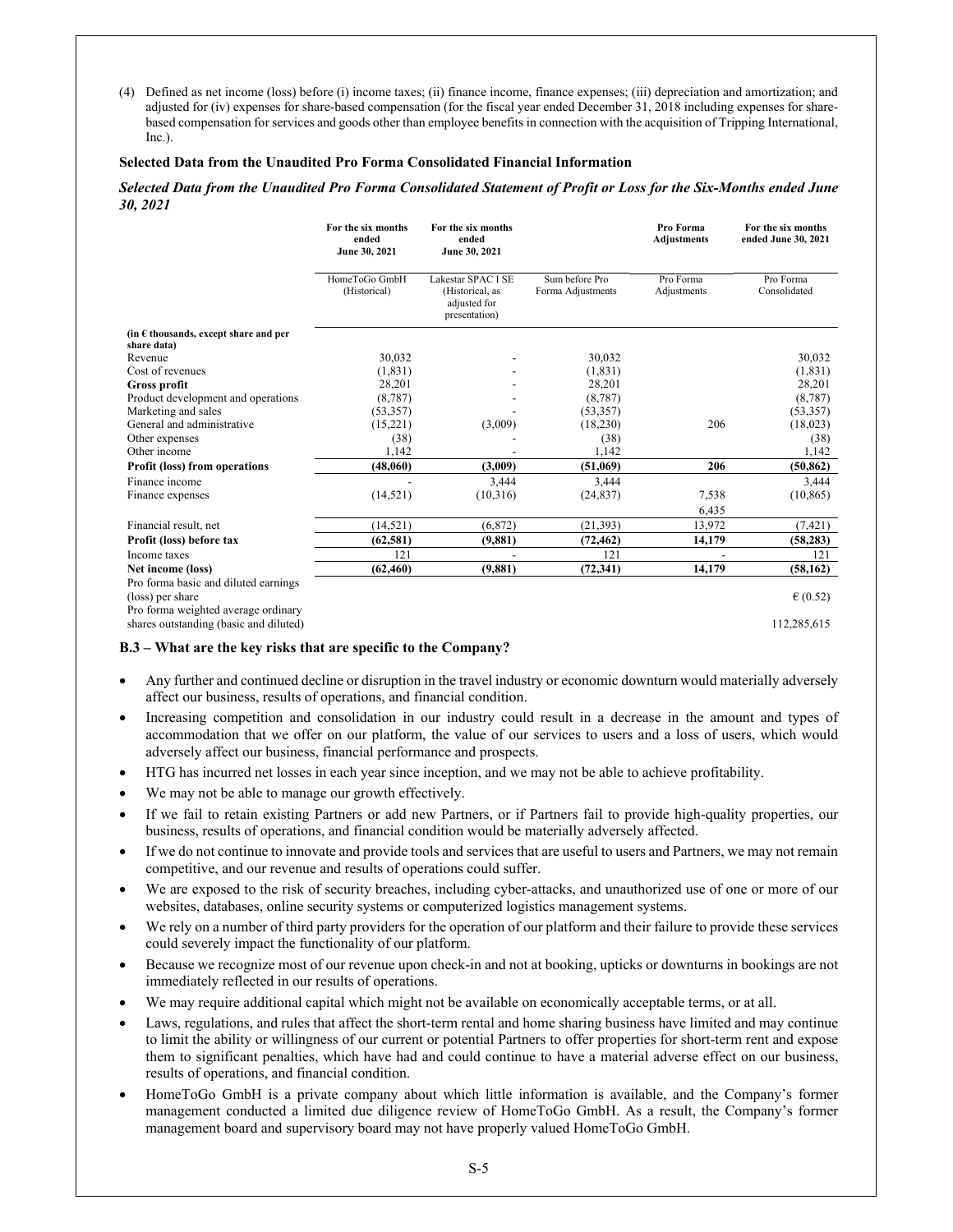(4) Defined as net income (loss) before (i) income taxes; (ii) finance income, finance expenses; (iii) depreciation and amortization; and adjusted for (iv) expenses for share-based compensation (for the fiscal year ended December 31, 2018 including expenses for share-based compensation for services and goods other than employee benefits in connection with the acquisition of Tripping International, Inc.).

**Selected Data from the Unaudited Pro Forma Consolidated Financial Information**

***Selected Data from the Unaudited Pro Forma Consolidated Statement of Profit or Loss for the Six-Months ended June 30, 2021***

| | For the six months ended June 30, 2021 | For the six months ended June 30, 2021 | | Pro Forma Adjustments | For the six months ended June 30, 2021 |
|---|---|---|---|---|---|
| | HomeToGo GmbH (Historical) | Lakestar SPAC I SE (Historical, as adjusted for presentation) | Sum before Pro Forma Adjustments | Pro Forma Adjustments | Pro Forma Consolidated |
| (in € thousands, except share and per share data) | | | | | |
| Revenue | 30,032 | - | 30,032 | | 30,032 |
| Cost of revenues | (1,831) | - | (1,831) | | (1,831) |
| **Gross profit** | 28,201 | - | 28,201 | | 28,201 |
| Product development and operations | (8,787) | - | (8,787) | | (8,787) |
| Marketing and sales | (53,357) | - | (53,357) | | (53,357) |
| General and administrative | (15,221) | (3,009) | (18,230) | 206 | (18,023) |
| Other expenses | (38) | - | (38) | | (38) |
| Other income | 1,142 | - | 1,142 | | 1,142 |
| **Profit (loss) from operations** | **(48,060)** | **(3,009)** | **(51,069)** | **206** | **(50,862)** |
| Finance income | - | 3,444 | 3,444 | | 3,444 |
| Finance expenses | (14,521) | (10,316) | (24,837) | 7,538 | (10,865) |
| | | | | 6,435 | |
| Financial result, net | (14,521) | (6,872) | (21,393) | 13,972 | (7,421) |
| **Profit (loss) before tax** | **(62,581)** | **(9,881)** | **(72,462)** | **14,179** | **(58,283)** |
| Income taxes | 121 | - | 121 | - | 121 |
| **Net income (loss)** | **(62,460)** | **(9,881)** | **(72,341)** | **14,179** | **(58,162)** |
| Pro forma basic and diluted earnings (loss) per share | | | | | € (0.52) |
| Pro forma weighted average ordinary shares outstanding (basic and diluted) | | | | | 112,285,615 |

**B.3 – What are the key risks that are specific to the Company?**

- Any further and continued decline or disruption in the travel industry or economic downturn would materially adversely affect our business, results of operations, and financial condition.
- Increasing competition and consolidation in our industry could result in a decrease in the amount and types of accommodation that we offer on our platform, the value of our services to users and a loss of users, which would adversely affect our business, financial performance and prospects.
- HTG has incurred net losses in each year since inception, and we may not be able to achieve profitability.
- We may not be able to manage our growth effectively.
- If we fail to retain existing Partners or add new Partners, or if Partners fail to provide high-quality properties, our business, results of operations, and financial condition would be materially adversely affected.
- If we do not continue to innovate and provide tools and services that are useful to users and Partners, we may not remain competitive, and our revenue and results of operations could suffer.
- We are exposed to the risk of security breaches, including cyber-attacks, and unauthorized use of one or more of our websites, databases, online security systems or computerized logistics management systems.
- We rely on a number of third party providers for the operation of our platform and their failure to provide these services could severely impact the functionality of our platform.
- Because we recognize most of our revenue upon check-in and not at booking, upticks or downturns in bookings are not immediately reflected in our results of operations.
- We may require additional capital which might not be available on economically acceptable terms, or at all.
- Laws, regulations, and rules that affect the short-term rental and home sharing business have limited and may continue to limit the ability or willingness of our current or potential Partners to offer properties for short-term rent and expose them to significant penalties, which have had and could continue to have a material adverse effect on our business, results of operations, and financial condition.
- HomeToGo GmbH is a private company about which little information is available, and the Company's former management conducted a limited due diligence review of HomeToGo GmbH. As a result, the Company's former management board and supervisory board may not have properly valued HomeToGo GmbH.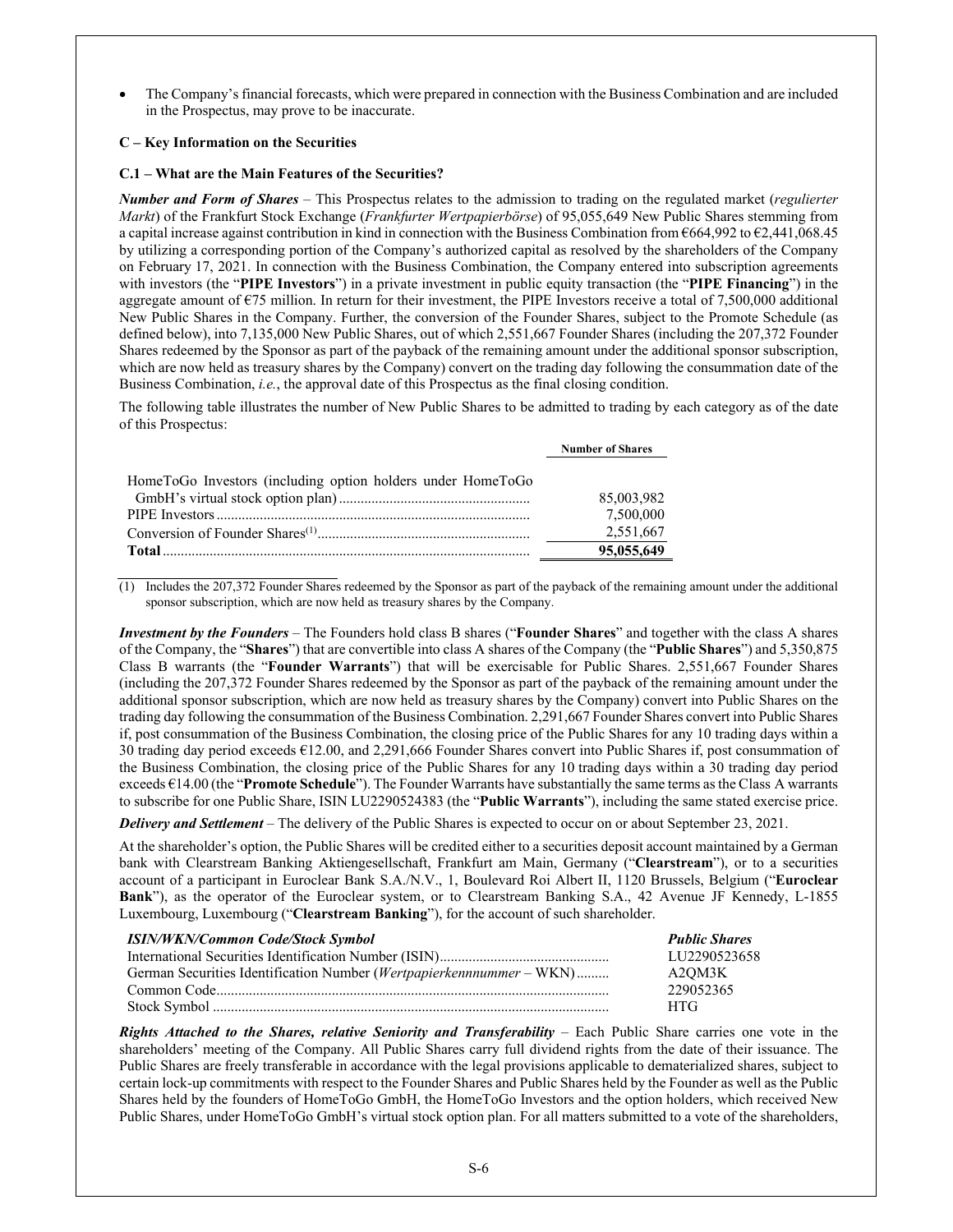- The Company's financial forecasts, which were prepared in connection with the Business Combination and are included in the Prospectus, may prove to be inaccurate.

**C – Key Information on the Securities**

**C.1 – What are the Main Features of the Securities?**

***Number and Form of Shares*** – This Prospectus relates to the admission to trading on the regulated market (*regulierter Markt*) of the Frankfurt Stock Exchange (*Frankfurter Wertpapierbörse*) of 95,055,649 New Public Shares stemming from a capital increase against contribution in kind in connection with the Business Combination from €664,992 to €2,441,068.45 by utilizing a corresponding portion of the Company's authorized capital as resolved by the shareholders of the Company on February 17, 2021. In connection with the Business Combination, the Company entered into subscription agreements with investors (the "**PIPE Investors**") in a private investment in public equity transaction (the "**PIPE Financing**") in the aggregate amount of €75 million. In return for their investment, the PIPE Investors receive a total of 7,500,000 additional New Public Shares in the Company. Further, the conversion of the Founder Shares, subject to the Promote Schedule (as defined below), into 7,135,000 New Public Shares, out of which 2,551,667 Founder Shares (including the 207,372 Founder Shares redeemed by the Sponsor as part of the payback of the remaining amount under the additional sponsor subscription, which are now held as treasury shares by the Company) convert on the trading day following the consummation date of the Business Combination, *i.e.*, the approval date of this Prospectus as the final closing condition.

The following table illustrates the number of New Public Shares to be admitted to trading by each category as of the date of this Prospectus:

| | Number of Shares |
|---|---|
| HomeToGo Investors (including option holders under HomeToGo GmbH's virtual stock option plan) | 85,003,982 |
| PIPE Investors | 7,500,000 |
| Conversion of Founder Shares[(1)] | 2,551,667 |
| **Total** | **95,055,649** |

(1) Includes the 207,372 Founder Shares redeemed by the Sponsor as part of the payback of the remaining amount under the additional sponsor subscription, which are now held as treasury shares by the Company.

***Investment by the Founders*** – The Founders hold class B shares ("**Founder Shares**" and together with the class A shares of the Company, the "**Shares**") that are convertible into class A shares of the Company (the "**Public Shares**") and 5,350,875 Class B warrants (the "**Founder Warrants**") that will be exercisable for Public Shares. 2,551,667 Founder Shares (including the 207,372 Founder Shares redeemed by the Sponsor as part of the payback of the remaining amount under the additional sponsor subscription, which are now held as treasury shares by the Company) convert into Public Shares on the trading day following the consummation of the Business Combination. 2,291,667 Founder Shares convert into Public Shares if, post consummation of the Business Combination, the closing price of the Public Shares for any 10 trading days within a 30 trading day period exceeds €12.00, and 2,291,666 Founder Shares convert into Public Shares if, post consummation of the Business Combination, the closing price of the Public Shares for any 10 trading days within a 30 trading day period exceeds €14.00 (the "**Promote Schedule**"). The Founder Warrants have substantially the same terms as the Class A warrants to subscribe for one Public Share, ISIN LU2290524383 (the "**Public Warrants**"), including the same stated exercise price.

***Delivery and Settlement*** – The delivery of the Public Shares is expected to occur on or about September 23, 2021.

At the shareholder's option, the Public Shares will be credited either to a securities deposit account maintained by a German bank with Clearstream Banking Aktiengesellschaft, Frankfurt am Main, Germany ("**Clearstream**"), or to a securities account of a participant in Euroclear Bank S.A./N.V., 1, Boulevard Roi Albert II, 1120 Brussels, Belgium ("**Euroclear Bank**"), as the operator of the Euroclear system, or to Clearstream Banking S.A., 42 Avenue JF Kennedy, L-1855 Luxembourg, Luxembourg ("**Clearstream Banking**"), for the account of such shareholder.

| *ISIN/WKN/Common Code/Stock Symbol* | *Public Shares* |
|---|---|
| International Securities Identification Number (ISIN) | LU2290523658 |
| German Securities Identification Number (*Wertpapierkennnummer* – WKN) | A2QM3K |
| Common Code | 229052365 |
| Stock Symbol | HTG |

***Rights Attached to the Shares, relative Seniority and Transferability*** – Each Public Share carries one vote in the shareholders' meeting of the Company. All Public Shares carry full dividend rights from the date of their issuance. The Public Shares are freely transferable in accordance with the legal provisions applicable to dematerialized shares, subject to certain lock-up commitments with respect to the Founder Shares and Public Shares held by the Founder as well as the Public Shares held by the founders of HomeToGo GmbH, the HomeToGo Investors and the option holders, which received New Public Shares, under HomeToGo GmbH's virtual stock option plan. For all matters submitted to a vote of the shareholders,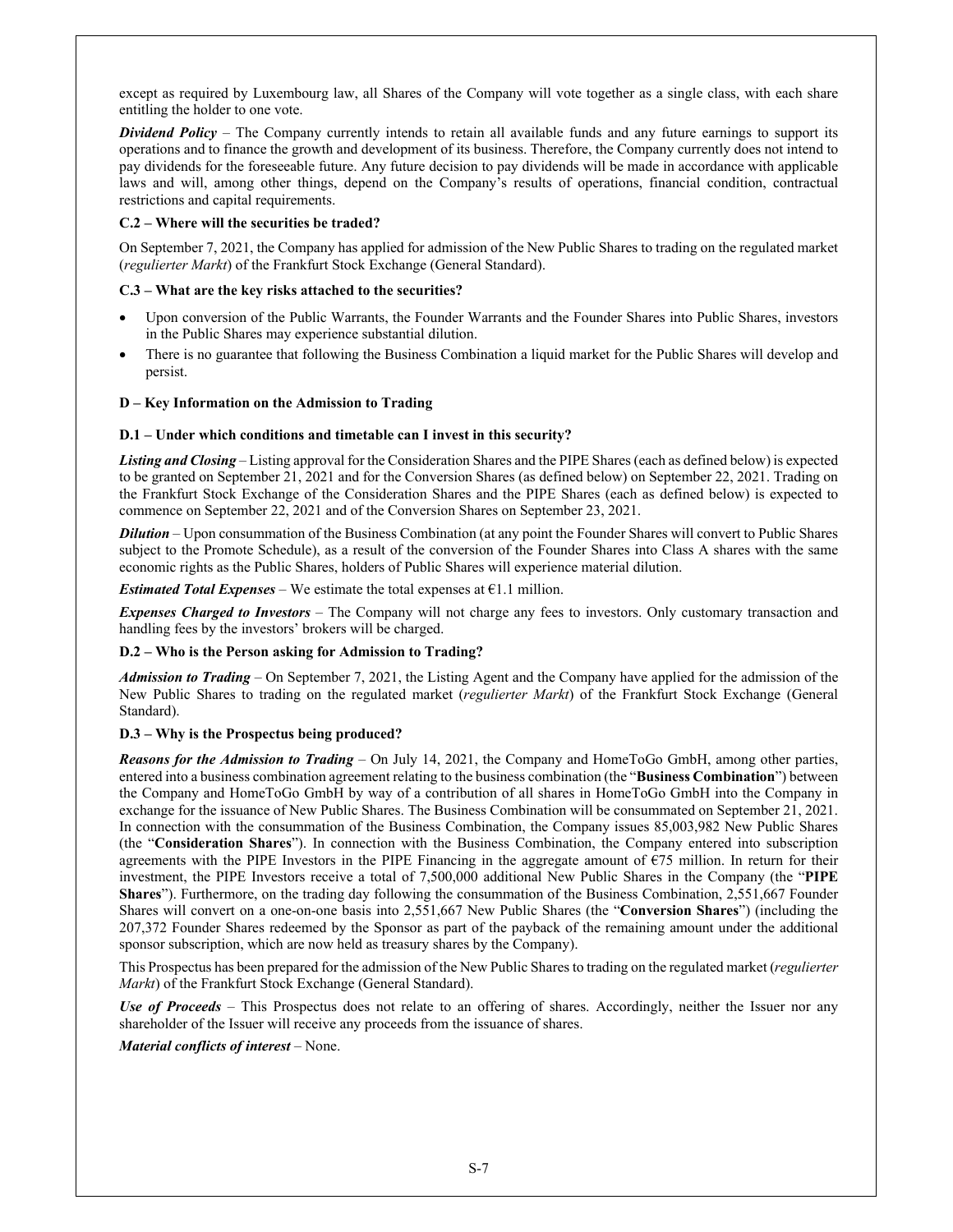except as required by Luxembourg law, all Shares of the Company will vote together as a single class, with each share entitling the holder to one vote.

***Dividend Policy*** – The Company currently intends to retain all available funds and any future earnings to support its operations and to finance the growth and development of its business. Therefore, the Company currently does not intend to pay dividends for the foreseeable future. Any future decision to pay dividends will be made in accordance with applicable laws and will, among other things, depend on the Company's results of operations, financial condition, contractual restrictions and capital requirements.

**C.2 – Where will the securities be traded?**

On September 7, 2021, the Company has applied for admission of the New Public Shares to trading on the regulated market (*regulierter Markt*) of the Frankfurt Stock Exchange (General Standard).

**C.3 – What are the key risks attached to the securities?**

- Upon conversion of the Public Warrants, the Founder Warrants and the Founder Shares into Public Shares, investors in the Public Shares may experience substantial dilution.
- There is no guarantee that following the Business Combination a liquid market for the Public Shares will develop and persist.

**D – Key Information on the Admission to Trading**

**D.1 – Under which conditions and timetable can I invest in this security?**

***Listing and Closing*** – Listing approval for the Consideration Shares and the PIPE Shares (each as defined below) is expected to be granted on September 21, 2021 and for the Conversion Shares (as defined below) on September 22, 2021. Trading on the Frankfurt Stock Exchange of the Consideration Shares and the PIPE Shares (each as defined below) is expected to commence on September 22, 2021 and of the Conversion Shares on September 23, 2021.

***Dilution*** – Upon consummation of the Business Combination (at any point the Founder Shares will convert to Public Shares subject to the Promote Schedule), as a result of the conversion of the Founder Shares into Class A shares with the same economic rights as the Public Shares, holders of Public Shares will experience material dilution.

***Estimated Total Expenses*** – We estimate the total expenses at €1.1 million.

***Expenses Charged to Investors*** – The Company will not charge any fees to investors. Only customary transaction and handling fees by the investors' brokers will be charged.

**D.2 – Who is the Person asking for Admission to Trading?**

***Admission to Trading*** – On September 7, 2021, the Listing Agent and the Company have applied for the admission of the New Public Shares to trading on the regulated market (*regulierter Markt*) of the Frankfurt Stock Exchange (General Standard).

**D.3 – Why is the Prospectus being produced?**

***Reasons for the Admission to Trading*** – On July 14, 2021, the Company and HomeToGo GmbH, among other parties, entered into a business combination agreement relating to the business combination (the "**Business Combination**") between the Company and HomeToGo GmbH by way of a contribution of all shares in HomeToGo GmbH into the Company in exchange for the issuance of New Public Shares. The Business Combination will be consummated on September 21, 2021. In connection with the consummation of the Business Combination, the Company issues 85,003,982 New Public Shares (the "**Consideration Shares**"). In connection with the Business Combination, the Company entered into subscription agreements with the PIPE Investors in the PIPE Financing in the aggregate amount of €75 million. In return for their investment, the PIPE Investors receive a total of 7,500,000 additional New Public Shares in the Company (the "**PIPE Shares**"). Furthermore, on the trading day following the consummation of the Business Combination, 2,551,667 Founder Shares will convert on a one-on-one basis into 2,551,667 New Public Shares (the "**Conversion Shares**") (including the 207,372 Founder Shares redeemed by the Sponsor as part of the payback of the remaining amount under the additional sponsor subscription, which are now held as treasury shares by the Company).

This Prospectus has been prepared for the admission of the New Public Shares to trading on the regulated market (*regulierter Markt*) of the Frankfurt Stock Exchange (General Standard).

***Use of Proceeds*** – This Prospectus does not relate to an offering of shares. Accordingly, neither the Issuer nor any shareholder of the Issuer will receive any proceeds from the issuance of shares.

***Material conflicts of interest*** – None.